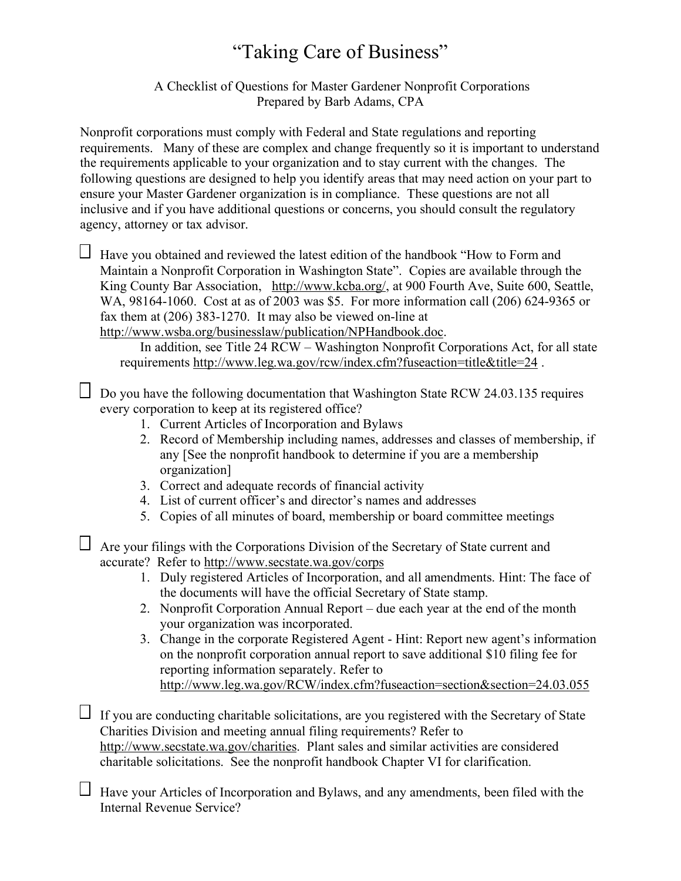# "Taking Care of Business"

A Checklist of Questions for Master Gardener Nonprofit Corporations
Prepared by Barb Adams, CPA

Nonprofit corporations must comply with Federal and State regulations and reporting requirements. Many of these are complex and change frequently so it is important to understand the requirements applicable to your organization and to stay current with the changes. The following questions are designed to help you identify areas that may need action on your part to ensure your Master Gardener organization is in compliance. These questions are not all inclusive and if you have additional questions or concerns, you should consult the regulatory agency, attorney or tax advisor.

- [ ] Have you obtained and reviewed the latest edition of the handbook "How to Form and Maintain a Nonprofit Corporation in Washington State". Copies are available through the King County Bar Association, http://www.kcba.org/, at 900 Fourth Ave, Suite 600, Seattle, WA, 98164-1060. Cost at as of 2003 was $5. For more information call (206) 624-9365 or fax them at (206) 383-1270. It may also be viewed on-line at http://www.wsba.org/businesslaw/publication/NPHandbook.doc.

  In addition, see Title 24 RCW – Washington Nonprofit Corporations Act, for all state requirements http://www.leg.wa.gov/rcw/index.cfm?fuseaction=title&title=24 .

- [ ] Do you have the following documentation that Washington State RCW 24.03.135 requires every corporation to keep at its registered office?
  1. Current Articles of Incorporation and Bylaws
  2. Record of Membership including names, addresses and classes of membership, if any [See the nonprofit handbook to determine if you are a membership organization]
  3. Correct and adequate records of financial activity
  4. List of current officer's and director's names and addresses
  5. Copies of all minutes of board, membership or board committee meetings

- [ ] Are your filings with the Corporations Division of the Secretary of State current and accurate? Refer to http://www.secstate.wa.gov/corps
  1. Duly registered Articles of Incorporation, and all amendments. Hint: The face of the documents will have the official Secretary of State stamp.
  2. Nonprofit Corporation Annual Report – due each year at the end of the month your organization was incorporated.
  3. Change in the corporate Registered Agent - Hint: Report new agent's information on the nonprofit corporation annual report to save additional $10 filing fee for reporting information separately. Refer to http://www.leg.wa.gov/RCW/index.cfm?fuseaction=section&section=24.03.055

- [ ] If you are conducting charitable solicitations, are you registered with the Secretary of State Charities Division and meeting annual filing requirements? Refer to http://www.secstate.wa.gov/charities. Plant sales and similar activities are considered charitable solicitations. See the nonprofit handbook Chapter VI for clarification.

- [ ] Have your Articles of Incorporation and Bylaws, and any amendments, been filed with the Internal Revenue Service?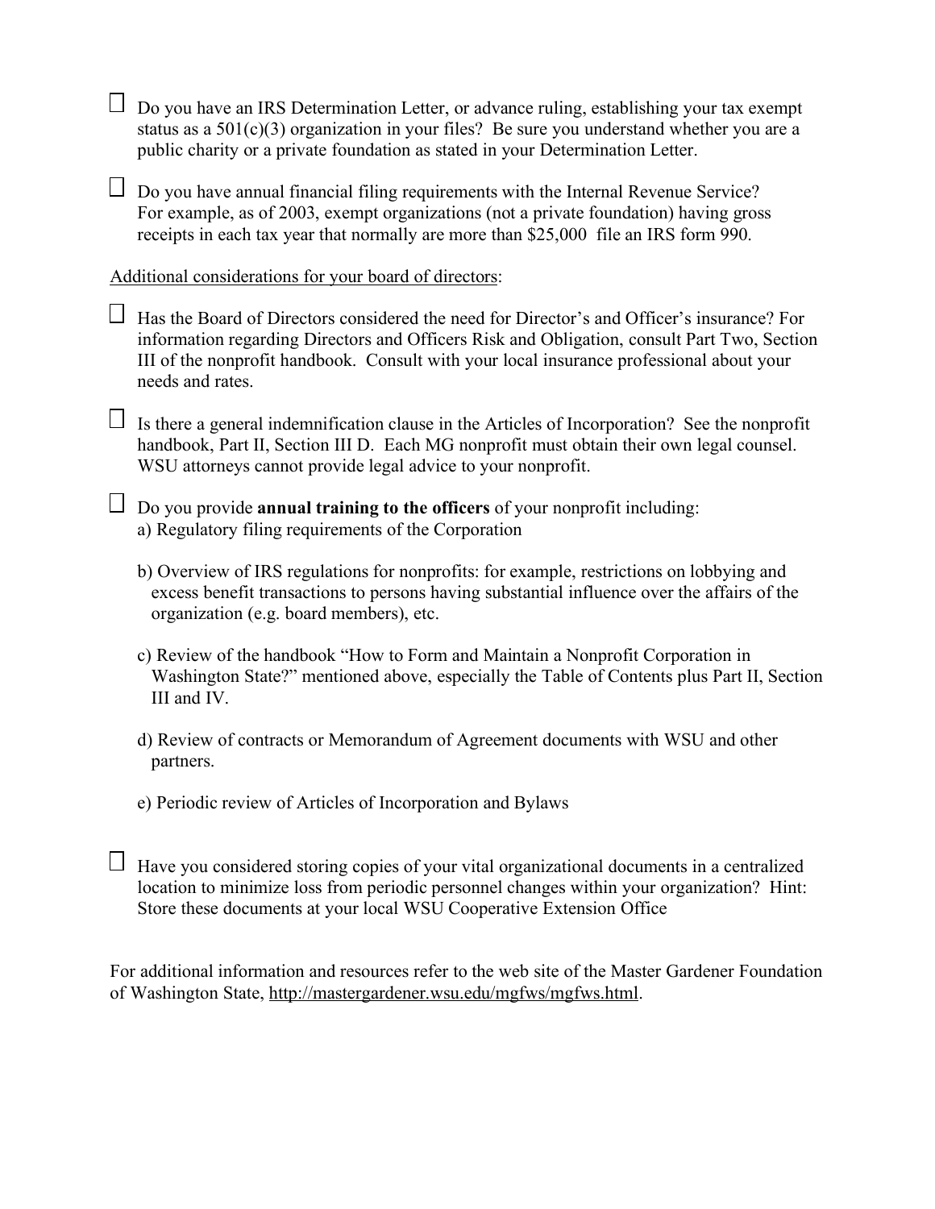- [ ] Do you have an IRS Determination Letter, or advance ruling, establishing your tax exempt status as a 501(c)(3) organization in your files? Be sure you understand whether you are a public charity or a private foundation as stated in your Determination Letter.

- [ ] Do you have annual financial filing requirements with the Internal Revenue Service? For example, as of 2003, exempt organizations (not a private foundation) having gross receipts in each tax year that normally are more than $25,000 file an IRS form 990.

<u>Additional considerations for your board of directors</u>:

- [ ] Has the Board of Directors considered the need for Director's and Officer's insurance? For information regarding Directors and Officers Risk and Obligation, consult Part Two, Section III of the nonprofit handbook. Consult with your local insurance professional about your needs and rates.

- [ ] Is there a general indemnification clause in the Articles of Incorporation? See the nonprofit handbook, Part II, Section III D. Each MG nonprofit must obtain their own legal counsel. WSU attorneys cannot provide legal advice to your nonprofit.

- [ ] Do you provide **annual training to the officers** of your nonprofit including:
  - a) Regulatory filing requirements of the Corporation
  - b) Overview of IRS regulations for nonprofits: for example, restrictions on lobbying and excess benefit transactions to persons having substantial influence over the affairs of the organization (e.g. board members), etc.
  - c) Review of the handbook "How to Form and Maintain a Nonprofit Corporation in Washington State?" mentioned above, especially the Table of Contents plus Part II, Section III and IV.
  - d) Review of contracts or Memorandum of Agreement documents with WSU and other partners.
  - e) Periodic review of Articles of Incorporation and Bylaws

- [ ] Have you considered storing copies of your vital organizational documents in a centralized location to minimize loss from periodic personnel changes within your organization? Hint: Store these documents at your local WSU Cooperative Extension Office

For additional information and resources refer to the web site of the Master Gardener Foundation of Washington State, http://mastergardener.wsu.edu/mgfws/mgfws.html.